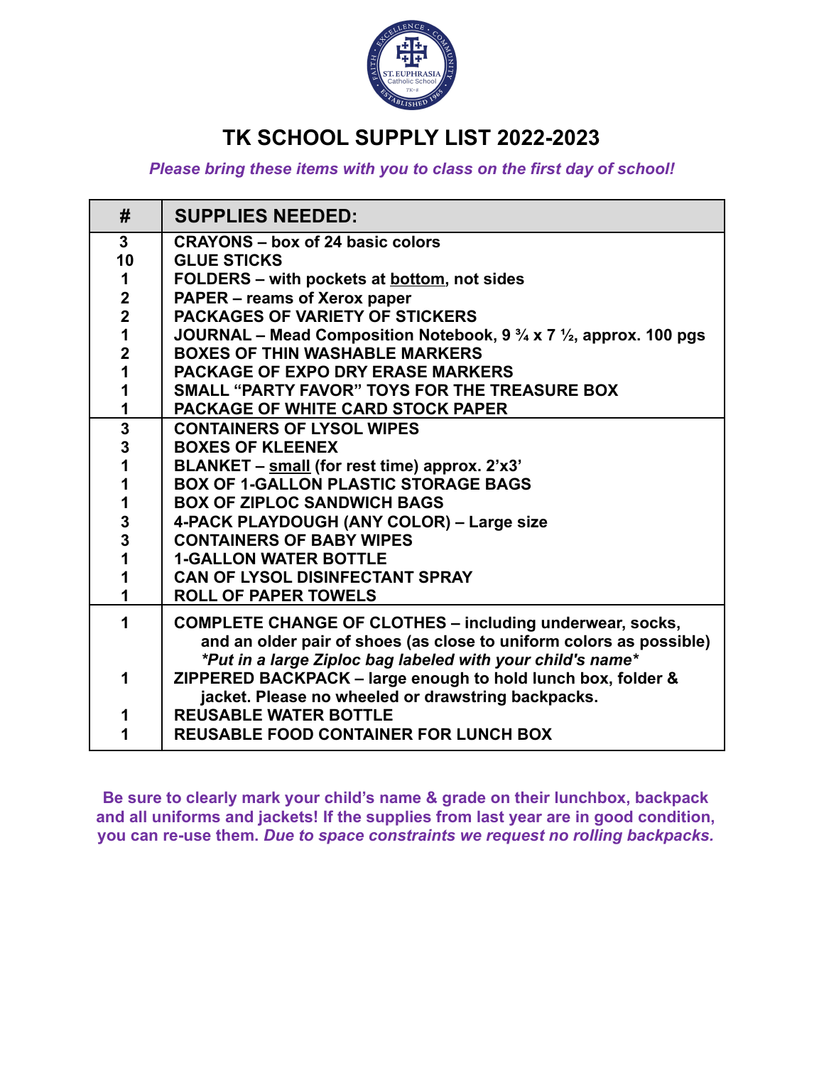# TK SCHOOL SUPPLY LIST 2022-2023

***Please bring these items with you to class on the first day of school!***

| # | SUPPLIES NEEDED: |
|---|---|
| 3 | CRAYONS – box of 24 basic colors |
| 10 | GLUE STICKS |
| 1 | FOLDERS – with pockets at bottom, not sides |
| 2 | PAPER – reams of Xerox paper |
| 2 | PACKAGES OF VARIETY OF STICKERS |
| 1 | JOURNAL – Mead Composition Notebook, 9 ¾ x 7 ½, approx. 100 pgs |
| 2 | BOXES OF THIN WASHABLE MARKERS |
| 1 | PACKAGE OF EXPO DRY ERASE MARKERS |
| 1 | SMALL "PARTY FAVOR" TOYS FOR THE TREASURE BOX |
| 1 | PACKAGE OF WHITE CARD STOCK PAPER |
| 3 | CONTAINERS OF LYSOL WIPES |
| 3 | BOXES OF KLEENEX |
| 1 | BLANKET – small (for rest time) approx. 2'x3' |
| 1 | BOX OF 1-GALLON PLASTIC STORAGE BAGS |
| 1 | BOX OF ZIPLOC SANDWICH BAGS |
| 3 | 4-PACK PLAYDOUGH (ANY COLOR) – Large size |
| 3 | CONTAINERS OF BABY WIPES |
| 1 | 1-GALLON WATER BOTTLE |
| 1 | CAN OF LYSOL DISINFECTANT SPRAY |
| 1 | ROLL OF PAPER TOWELS |
| 1 | COMPLETE CHANGE OF CLOTHES – including underwear, socks, and an older pair of shoes (as close to uniform colors as possible) *\*Put in a large Ziploc bag labeled with your child's name\** |
| 1 | ZIPPERED BACKPACK – large enough to hold lunch box, folder & jacket. Please no wheeled or drawstring backpacks. |
| 1 | REUSABLE WATER BOTTLE |
| 1 | REUSABLE FOOD CONTAINER FOR LUNCH BOX |

**Be sure to clearly mark your child's name & grade on their lunchbox, backpack and all uniforms and jackets! If the supplies from last year are in good condition, you can re-use them. *Due to space constraints we request no rolling backpacks.***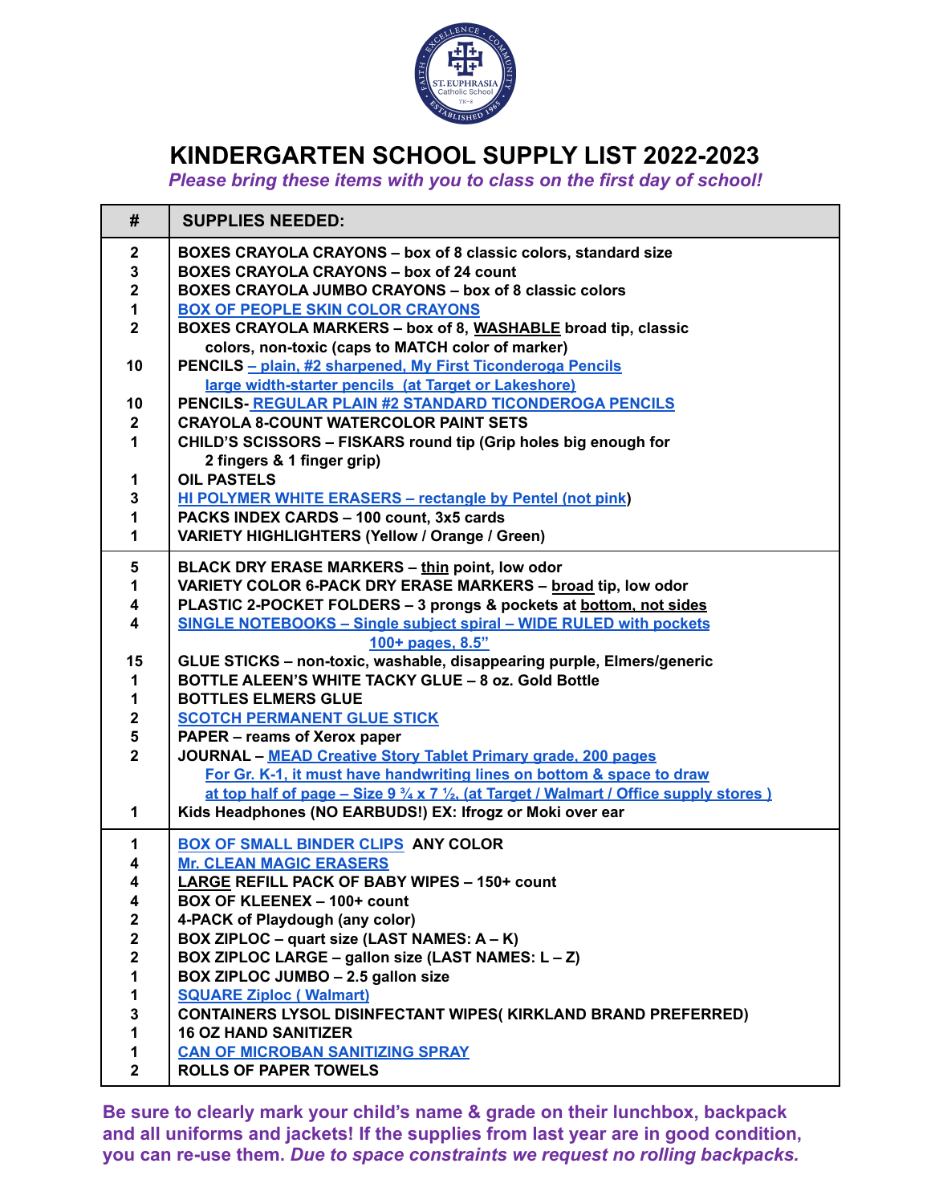# KINDERGARTEN SCHOOL SUPPLY LIST 2022-2023

***Please bring these items with you to class on the first day of school!***

| # | SUPPLIES NEEDED: |
|---|---|
| 2 | BOXES CRAYOLA CRAYONS – box of 8 classic colors, standard size |
| 3 | BOXES CRAYOLA CRAYONS – box of 24 count |
| 2 | BOXES CRAYOLA JUMBO CRAYONS – box of 8 classic colors |
| 1 | BOX OF PEOPLE SKIN COLOR CRAYONS |
| 2 | BOXES CRAYOLA MARKERS – box of 8, WASHABLE broad tip, classic colors, non-toxic (caps to MATCH color of marker) |
| 10 | PENCILS – plain, #2 sharpened, My First Ticonderoga Pencils large width-starter pencils (at Target or Lakeshore) |
| 10 | PENCILS- REGULAR PLAIN #2 STANDARD TICONDEROGA PENCILS |
| 2 | CRAYOLA 8-COUNT WATERCOLOR PAINT SETS |
| 1 | CHILD'S SCISSORS – FISKARS round tip (Grip holes big enough for 2 fingers & 1 finger grip) |
| 1 | OIL PASTELS |
| 3 | HI POLYMER WHITE ERASERS – rectangle by Pentel (not pink) |
| 1 | PACKS INDEX CARDS – 100 count, 3x5 cards |
| 1 | VARIETY HIGHLIGHTERS (Yellow / Orange / Green) |
| 5 | BLACK DRY ERASE MARKERS – thin point, low odor |
| 1 | VARIETY COLOR 6-PACK DRY ERASE MARKERS – broad tip, low odor |
| 4 | PLASTIC 2-POCKET FOLDERS – 3 prongs & pockets at bottom, not sides |
| 4 | SINGLE NOTEBOOKS – Single subject spiral – WIDE RULED with pockets 100+ pages, 8.5" |
| 15 | GLUE STICKS – non-toxic, washable, disappearing purple, Elmers/generic |
| 1 | BOTTLE ALEEN'S WHITE TACKY GLUE – 8 oz. Gold Bottle |
| 1 | BOTTLES ELMERS GLUE |
| 2 | SCOTCH PERMANENT GLUE STICK |
| 5 | PAPER – reams of Xerox paper |
| 2 | JOURNAL – MEAD Creative Story Tablet Primary grade, 200 pages For Gr. K-1, it must have handwriting lines on bottom & space to draw at top half of page – Size 9 ¾ x 7 ½, (at Target / Walmart / Office supply stores ) |
| 1 | Kids Headphones (NO EARBUDS!) EX: Ifrogz or Moki over ear |
| 1 | BOX OF SMALL BINDER CLIPS ANY COLOR |
| 4 | Mr. CLEAN MAGIC ERASERS |
| 4 | LARGE REFILL PACK OF BABY WIPES – 150+ count |
| 4 | BOX OF KLEENEX – 100+ count |
| 2 | 4-PACK of Playdough (any color) |
| 2 | BOX ZIPLOC – quart size (LAST NAMES: A – K) |
| 2 | BOX ZIPLOC LARGE – gallon size (LAST NAMES: L – Z) |
| 1 | BOX ZIPLOC JUMBO – 2.5 gallon size |
| 1 | SQUARE Ziploc ( Walmart) |
| 3 | CONTAINERS LYSOL DISINFECTANT WIPES( KIRKLAND BRAND PREFERRED) |
| 1 | 16 OZ HAND SANITIZER |
| 1 | CAN OF MICROBAN SANITIZING SPRAY |
| 2 | ROLLS OF PAPER TOWELS |

**Be sure to clearly mark your child's name & grade on their lunchbox, backpack and all uniforms and jackets! If the supplies from last year are in good condition, you can re-use them. *Due to space constraints we request no rolling backpacks.***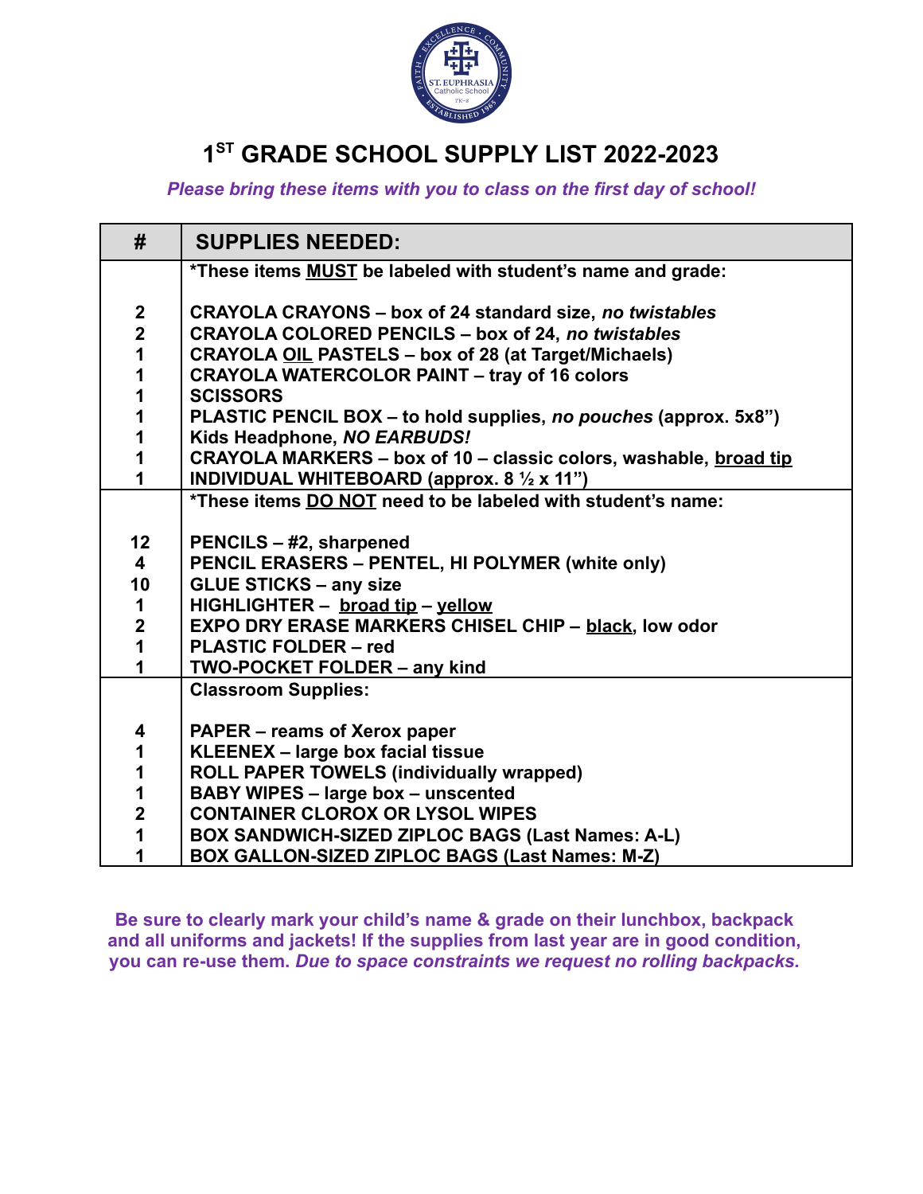# 1ST GRADE SCHOOL SUPPLY LIST 2022-2023

***Please bring these items with you to class on the first day of school!***

| # | SUPPLIES NEEDED: |
|---|---|
| | **\*These items MUST be labeled with student's name and grade:** |
| 2 | **CRAYOLA CRAYONS – box of 24 standard size, *no twistables*** |
| 2 | **CRAYOLA COLORED PENCILS – box of 24, *no twistables*** |
| 1 | **CRAYOLA OIL PASTELS – box of 28 (at Target/Michaels)** |
| 1 | **CRAYOLA WATERCOLOR PAINT – tray of 16 colors** |
| 1 | **SCISSORS** |
| 1 | **PLASTIC PENCIL BOX – to hold supplies, *no pouches* (approx. 5x8")** |
| 1 | **Kids Headphone, *NO EARBUDS!*** |
| 1 | **CRAYOLA MARKERS – box of 10 – classic colors, washable, broad tip** |
| 1 | **INDIVIDUAL WHITEBOARD (approx. 8 ½ x 11")** |
| | **\*These items DO NOT need to be labeled with student's name:** |
| 12 | **PENCILS – #2, sharpened** |
| 4 | **PENCIL ERASERS – PENTEL, HI POLYMER (white only)** |
| 10 | **GLUE STICKS – any size** |
| 1 | **HIGHLIGHTER – broad tip – yellow** |
| 2 | **EXPO DRY ERASE MARKERS CHISEL CHIP – black, low odor** |
| 1 | **PLASTIC FOLDER – red** |
| 1 | **TWO-POCKET FOLDER – any kind** |
| | **Classroom Supplies:** |
| 4 | **PAPER – reams of Xerox paper** |
| 1 | **KLEENEX – large box facial tissue** |
| 1 | **ROLL PAPER TOWELS (individually wrapped)** |
| 1 | **BABY WIPES – large box – unscented** |
| 2 | **CONTAINER CLOROX OR LYSOL WIPES** |
| 1 | **BOX SANDWICH-SIZED ZIPLOC BAGS (Last Names: A-L)** |
| 1 | **BOX GALLON-SIZED ZIPLOC BAGS (Last Names: M-Z)** |

**Be sure to clearly mark your child's name & grade on their lunchbox, backpack and all uniforms and jackets! If the supplies from last year are in good condition, you can re-use them. *Due to space constraints we request no rolling backpacks.***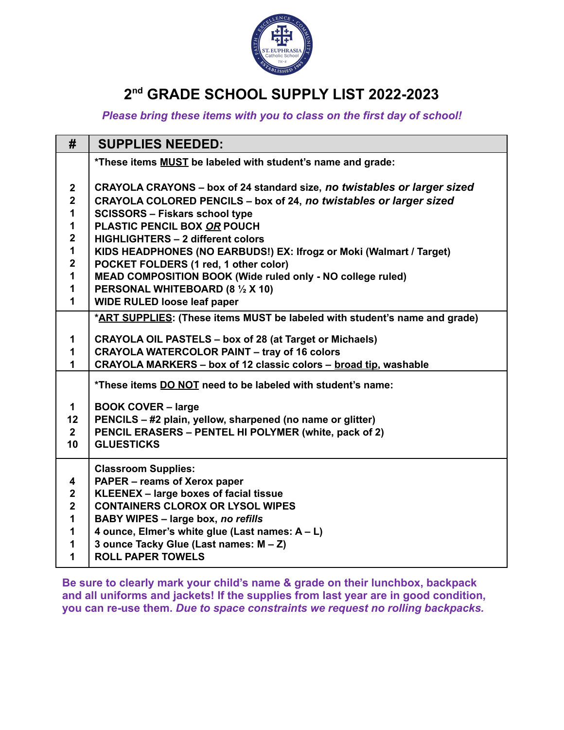## 2nd GRADE SCHOOL SUPPLY LIST 2022-2023

***Please bring these items with you to class on the first day of school!***

| # | SUPPLIES NEEDED: |
|---|---|
| | ***These items MUST be labeled with student's name and grade:** |
| 2 | **CRAYOLA CRAYONS – box of 24 standard size, *no twistables or larger sized*** |
| 2 | **CRAYOLA COLORED PENCILS – box of 24, *no twistables or larger sized*** |
| 1 | **SCISSORS – Fiskars school type** |
| 1 | **PLASTIC PENCIL BOX *OR* POUCH** |
| 2 | **HIGHLIGHTERS – 2 different colors** |
| 1 | **KIDS HEADPHONES (NO EARBUDS!) EX: Ifrogz or Moki (Walmart / Target)** |
| 2 | **POCKET FOLDERS (1 red, 1 other color)** |
| 1 | **MEAD COMPOSITION BOOK (Wide ruled only - NO college ruled)** |
| 1 | **PERSONAL WHITEBOARD (8 ½ X 10)** |
| 1 | **WIDE RULED loose leaf paper** |
| | ***ART SUPPLIES: (These items MUST be labeled with student's name and grade)** |
| 1 | **CRAYOLA OIL PASTELS – box of 28 (at Target or Michaels)** |
| 1 | **CRAYOLA WATERCOLOR PAINT – tray of 16 colors** |
| 1 | **CRAYOLA MARKERS – box of 12 classic colors – broad tip, washable** |
| | ***These items DO NOT need to be labeled with student's name:** |
| 1 | **BOOK COVER – large** |
| 12 | **PENCILS – #2 plain, yellow, sharpened (no name or glitter)** |
| 2 | **PENCIL ERASERS – PENTEL HI POLYMER (white, pack of 2)** |
| 10 | **GLUESTICKS** |
| | **Classroom Supplies:** |
| 4 | **PAPER – reams of Xerox paper** |
| 2 | **KLEENEX – large boxes of facial tissue** |
| 2 | **CONTAINERS CLOROX OR LYSOL WIPES** |
| 1 | **BABY WIPES – large box, *no refills*** |
| 1 | **4 ounce, Elmer's white glue (Last names: A – L)** |
| 1 | **3 ounce Tacky Glue (Last names: M – Z)** |
| 1 | **ROLL PAPER TOWELS** |

**Be sure to clearly mark your child's name & grade on their lunchbox, backpack and all uniforms and jackets! If the supplies from last year are in good condition, you can re-use them. *Due to space constraints we request no rolling backpacks.***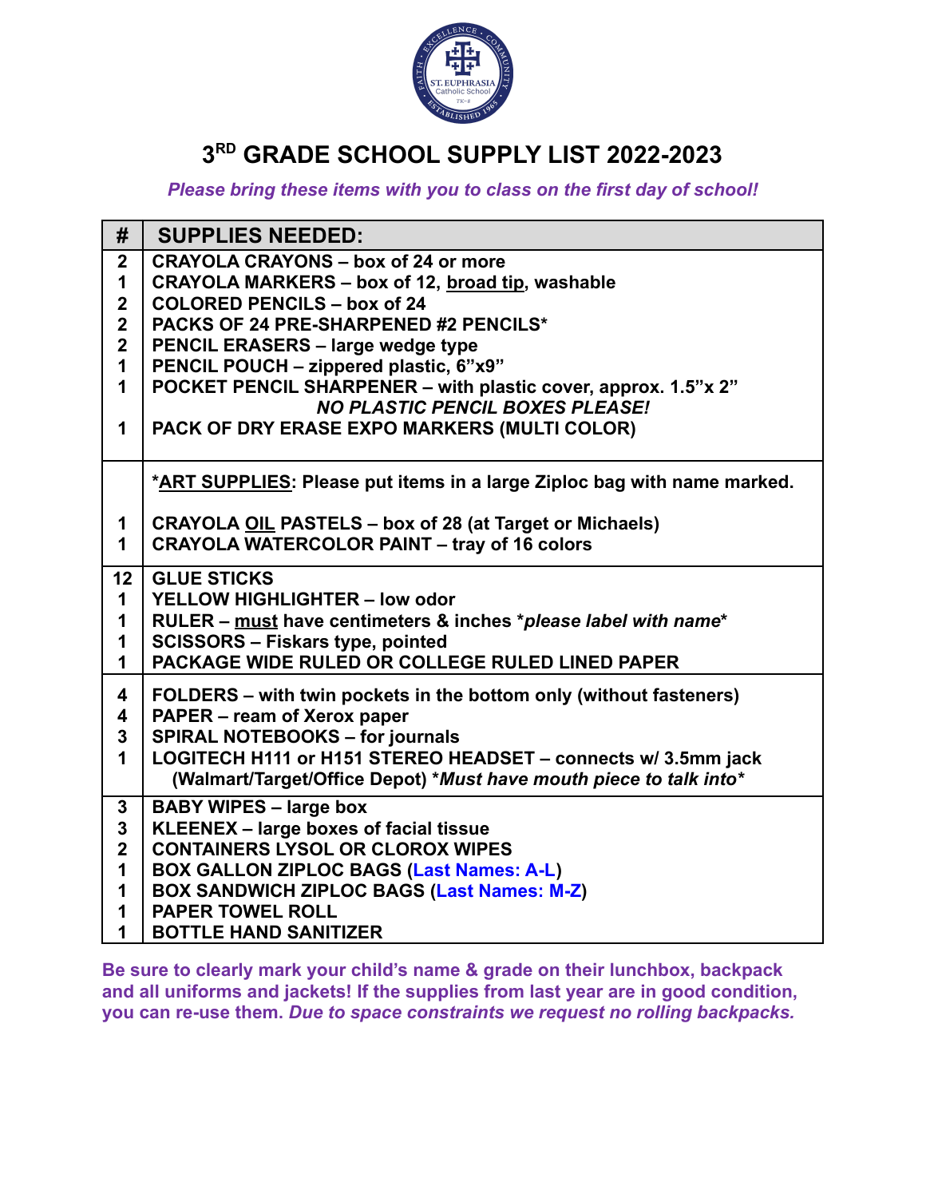# 3RD GRADE SCHOOL SUPPLY LIST 2022-2023

***Please bring these items with you to class on the first day of school!***

| # | SUPPLIES NEEDED: |
|---|---|
| 2 | CRAYOLA CRAYONS – box of 24 or more |
| 1 | CRAYOLA MARKERS – box of 12, broad tip, washable |
| 2 | COLORED PENCILS – box of 24 |
| 2 | PACKS OF 24 PRE-SHARPENED #2 PENCILS* |
| 2 | PENCIL ERASERS – large wedge type |
| 1 | PENCIL POUCH – zippered plastic, 6"x9" |
| 1 | POCKET PENCIL SHARPENER – with plastic cover, approx. 1.5"x 2" |
| | *NO PLASTIC PENCIL BOXES PLEASE!* |
| 1 | PACK OF DRY ERASE EXPO MARKERS (MULTI COLOR) |
| | *ART SUPPLIES: Please put items in a large Ziploc bag with name marked. |
| 1 | CRAYOLA OIL PASTELS – box of 28 (at Target or Michaels) |
| 1 | CRAYOLA WATERCOLOR PAINT – tray of 16 colors |
| 12 | GLUE STICKS |
| 1 | YELLOW HIGHLIGHTER – low odor |
| 1 | RULER – must have centimeters & inches **please label with name** |
| 1 | SCISSORS – Fiskars type, pointed |
| 1 | PACKAGE WIDE RULED OR COLLEGE RULED LINED PAPER |
| 4 | FOLDERS – with twin pockets in the bottom only (without fasteners) |
| 4 | PAPER – ream of Xerox paper |
| 3 | SPIRAL NOTEBOOKS – for journals |
| 1 | LOGITECH H111 or H151 STEREO HEADSET – connects w/ 3.5mm jack (Walmart/Target/Office Depot) **Must have mouth piece to talk into** |
| 3 | BABY WIPES – large box |
| 3 | KLEENEX – large boxes of facial tissue |
| 2 | CONTAINERS LYSOL OR CLOROX WIPES |
| 1 | BOX GALLON ZIPLOC BAGS (Last Names: A-L) |
| 1 | BOX SANDWICH ZIPLOC BAGS (Last Names: M-Z) |
| 1 | PAPER TOWEL ROLL |
| 1 | BOTTLE HAND SANITIZER |

**Be sure to clearly mark your child's name & grade on their lunchbox, backpack and all uniforms and jackets! If the supplies from last year are in good condition, you can re-use them. *Due to space constraints we request no rolling backpacks.***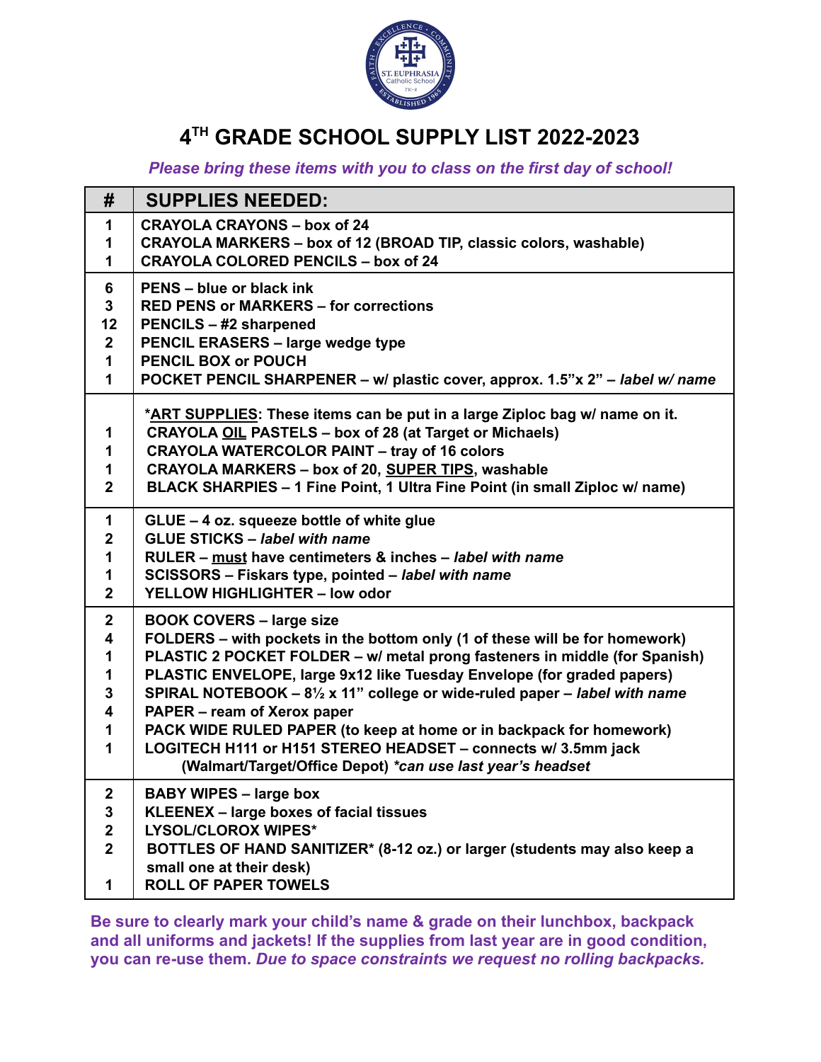# 4TH GRADE SCHOOL SUPPLY LIST 2022-2023

***Please bring these items with you to class on the first day of school!***

| # | SUPPLIES NEEDED: |
|---|---|
| 1 | CRAYOLA CRAYONS – box of 24 |
| 1 | CRAYOLA MARKERS – box of 12 (BROAD TIP, classic colors, washable) |
| 1 | CRAYOLA COLORED PENCILS – box of 24 |
| 6 | PENS – blue or black ink |
| 3 | RED PENS or MARKERS – for corrections |
| 12 | PENCILS – #2 sharpened |
| 2 | PENCIL ERASERS – large wedge type |
| 1 | PENCIL BOX or POUCH |
| 1 | POCKET PENCIL SHARPENER – w/ plastic cover, approx. 1.5"x 2" – *label w/ name* |
| | *ART SUPPLIES: These items can be put in a large Ziploc bag w/ name on it. |
| 1 | CRAYOLA OIL PASTELS – box of 28 (at Target or Michaels) |
| 1 | CRAYOLA WATERCOLOR PAINT – tray of 16 colors |
| 1 | CRAYOLA MARKERS – box of 20, SUPER TIPS, washable |
| 2 | BLACK SHARPIES – 1 Fine Point, 1 Ultra Fine Point (in small Ziploc w/ name) |
| 1 | GLUE – 4 oz. squeeze bottle of white glue |
| 2 | GLUE STICKS – *label with name* |
| 1 | RULER – must have centimeters & inches – *label with name* |
| 1 | SCISSORS – Fiskars type, pointed – *label with name* |
| 2 | YELLOW HIGHLIGHTER – low odor |
| 2 | BOOK COVERS – large size |
| 4 | FOLDERS – with pockets in the bottom only (1 of these will be for homework) |
| 1 | PLASTIC 2 POCKET FOLDER – w/ metal prong fasteners in middle (for Spanish) |
| 1 | PLASTIC ENVELOPE, large 9x12 like Tuesday Envelope (for graded papers) |
| 3 | SPIRAL NOTEBOOK – 8½ x 11" college or wide-ruled paper – *label with name* |
| 4 | PAPER – ream of Xerox paper |
| 1 | PACK WIDE RULED PAPER (to keep at home or in backpack for homework) |
| 1 | LOGITECH H111 or H151 STEREO HEADSET – connects w/ 3.5mm jack (Walmart/Target/Office Depot) *\*can use last year's headset* |
| 2 | BABY WIPES – large box |
| 3 | KLEENEX – large boxes of facial tissues |
| 2 | LYSOL/CLOROX WIPES* |
| 2 | BOTTLES OF HAND SANITIZER* (8-12 oz.) or larger (students may also keep a small one at their desk) |
| 1 | ROLL OF PAPER TOWELS |

**Be sure to clearly mark your child's name & grade on their lunchbox, backpack and all uniforms and jackets! If the supplies from last year are in good condition, you can re-use them. *Due to space constraints we request no rolling backpacks.***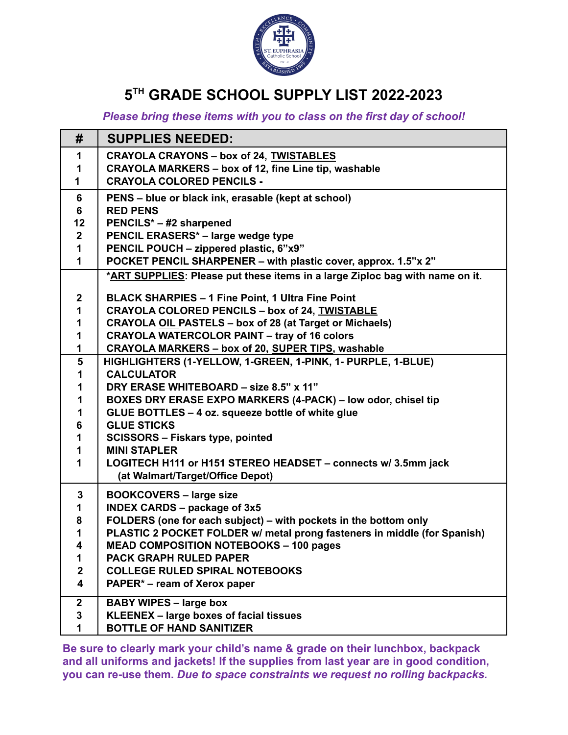# 5TH GRADE SCHOOL SUPPLY LIST 2022-2023

***Please bring these items with you to class on the first day of school!***

| # | SUPPLIES NEEDED: |
|---|---|
| 1 | **CRAYOLA CRAYONS – box of 24, TWISTABLES** |
| 1 | **CRAYOLA MARKERS – box of 12, fine Line tip, washable** |
| 1 | **CRAYOLA COLORED PENCILS -** |
| 6 | **PENS – blue or black ink, erasable (kept at school)** |
| 6 | **RED PENS** |
| 12 | **PENCILS* – #2 sharpened** |
| 2 | **PENCIL ERASERS* – large wedge type** |
| 1 | **PENCIL POUCH – zippered plastic, 6"x9"** |
| 1 | **POCKET PENCIL SHARPENER – with plastic cover, approx. 1.5"x 2"** |
| | ***ART SUPPLIES: Please put these items in a large Ziploc bag with name on it.** |
| 2 | **BLACK SHARPIES – 1 Fine Point, 1 Ultra Fine Point** |
| 1 | **CRAYOLA COLORED PENCILS – box of 24, TWISTABLE** |
| 1 | **CRAYOLA OIL PASTELS – box of 28 (at Target or Michaels)** |
| 1 | **CRAYOLA WATERCOLOR PAINT – tray of 16 colors** |
| 1 | **CRAYOLA MARKERS – box of 20, SUPER TIPS, washable** |
| 5 | **HIGHLIGHTERS (1-YELLOW, 1-GREEN, 1-PINK, 1- PURPLE, 1-BLUE)** |
| 1 | **CALCULATOR** |
| 1 | **DRY ERASE WHITEBOARD – size 8.5" x 11"** |
| 1 | **BOXES DRY ERASE EXPO MARKERS (4-PACK) – low odor, chisel tip** |
| 1 | **GLUE BOTTLES – 4 oz. squeeze bottle of white glue** |
| 6 | **GLUE STICKS** |
| 1 | **SCISSORS – Fiskars type, pointed** |
| 1 | **MINI STAPLER** |
| 1 | **LOGITECH H111 or H151 STEREO HEADSET – connects w/ 3.5mm jack (at Walmart/Target/Office Depot)** |
| 3 | **BOOKCOVERS – large size** |
| 1 | **INDEX CARDS – package of 3x5** |
| 8 | **FOLDERS (one for each subject) – with pockets in the bottom only** |
| 1 | **PLASTIC 2 POCKET FOLDER w/ metal prong fasteners in middle (for Spanish)** |
| 4 | **MEAD COMPOSITION NOTEBOOKS – 100 pages** |
| 1 | **PACK GRAPH RULED PAPER** |
| 2 | **COLLEGE RULED SPIRAL NOTEBOOKS** |
| 4 | **PAPER* – ream of Xerox paper** |
| 2 | **BABY WIPES – large box** |
| 3 | **KLEENEX – large boxes of facial tissues** |
| 1 | **BOTTLE OF HAND SANITIZER** |

**Be sure to clearly mark your child's name & grade on their lunchbox, backpack and all uniforms and jackets! If the supplies from last year are in good condition, you can re-use them. *Due to space constraints we request no rolling backpacks.***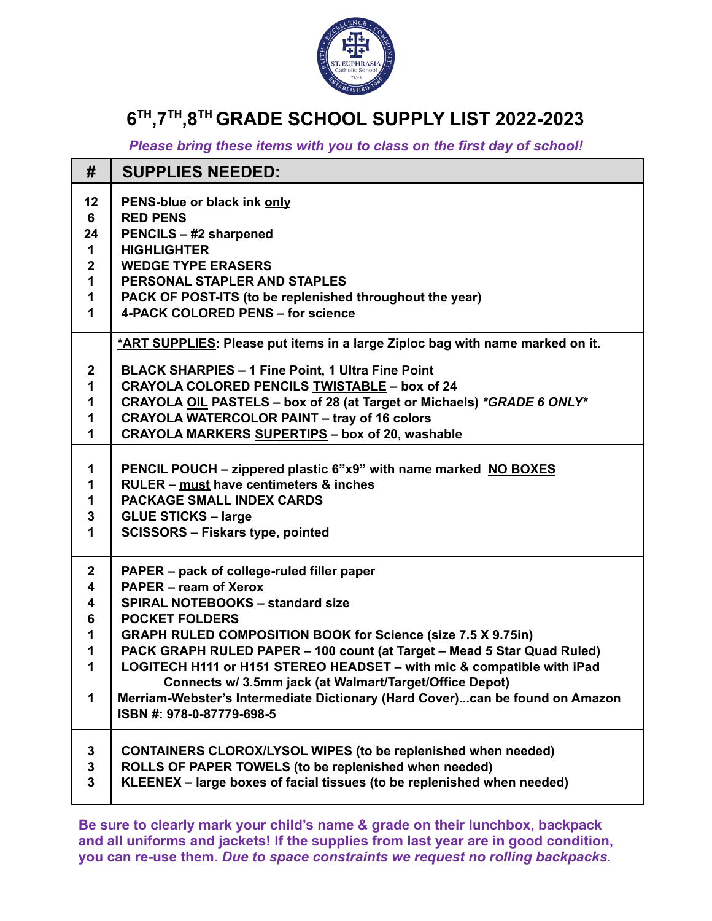# 6TH,7TH,8TH GRADE SCHOOL SUPPLY LIST 2022-2023

*Please bring these items with you to class on the first day of school!*

| # | SUPPLIES NEEDED: |
|---|---|
| 12 | PENS-blue or black ink only |
| 6 | RED PENS |
| 24 | PENCILS – #2 sharpened |
| 1 | HIGHLIGHTER |
| 2 | WEDGE TYPE ERASERS |
| 1 | PERSONAL STAPLER AND STAPLES |
| 1 | PACK OF POST-ITS (to be replenished throughout the year) |
| 1 | 4-PACK COLORED PENS – for science |
| | *ART SUPPLIES: Please put items in a large Ziploc bag with name marked on it. |
| 2 | BLACK SHARPIES – 1 Fine Point, 1 Ultra Fine Point |
| 1 | CRAYOLA COLORED PENCILS TWISTABLE – box of 24 |
| 1 | CRAYOLA OIL PASTELS – box of 28 (at Target or Michaels) *GRADE 6 ONLY* |
| 1 | CRAYOLA WATERCOLOR PAINT – tray of 16 colors |
| 1 | CRAYOLA MARKERS SUPERTIPS – box of 20, washable |
| 1 | PENCIL POUCH – zippered plastic 6"x9" with name marked NO BOXES |
| 1 | RULER – must have centimeters & inches |
| 1 | PACKAGE SMALL INDEX CARDS |
| 3 | GLUE STICKS – large |
| 1 | SCISSORS – Fiskars type, pointed |
| 2 | PAPER – pack of college-ruled filler paper |
| 4 | PAPER – ream of Xerox |
| 4 | SPIRAL NOTEBOOKS – standard size |
| 6 | POCKET FOLDERS |
| 1 | GRAPH RULED COMPOSITION BOOK for Science (size 7.5 X 9.75in) |
| 1 | PACK GRAPH RULED PAPER – 100 count (at Target – Mead 5 Star Quad Ruled) |
| 1 | LOGITECH H111 or H151 STEREO HEADSET – with mic & compatible with iPad Connects w/ 3.5mm jack (at Walmart/Target/Office Depot) |
| 1 | Merriam-Webster's Intermediate Dictionary (Hard Cover)...can be found on Amazon ISBN #: 978-0-87779-698-5 |
| 3 | CONTAINERS CLOROX/LYSOL WIPES (to be replenished when needed) |
| 3 | ROLLS OF PAPER TOWELS (to be replenished when needed) |
| 3 | KLEENEX – large boxes of facial tissues (to be replenished when needed) |

**Be sure to clearly mark your child's name & grade on their lunchbox, backpack and all uniforms and jackets! If the supplies from last year are in good condition, you can re-use them.** ***Due to space constraints we request no rolling backpacks.***